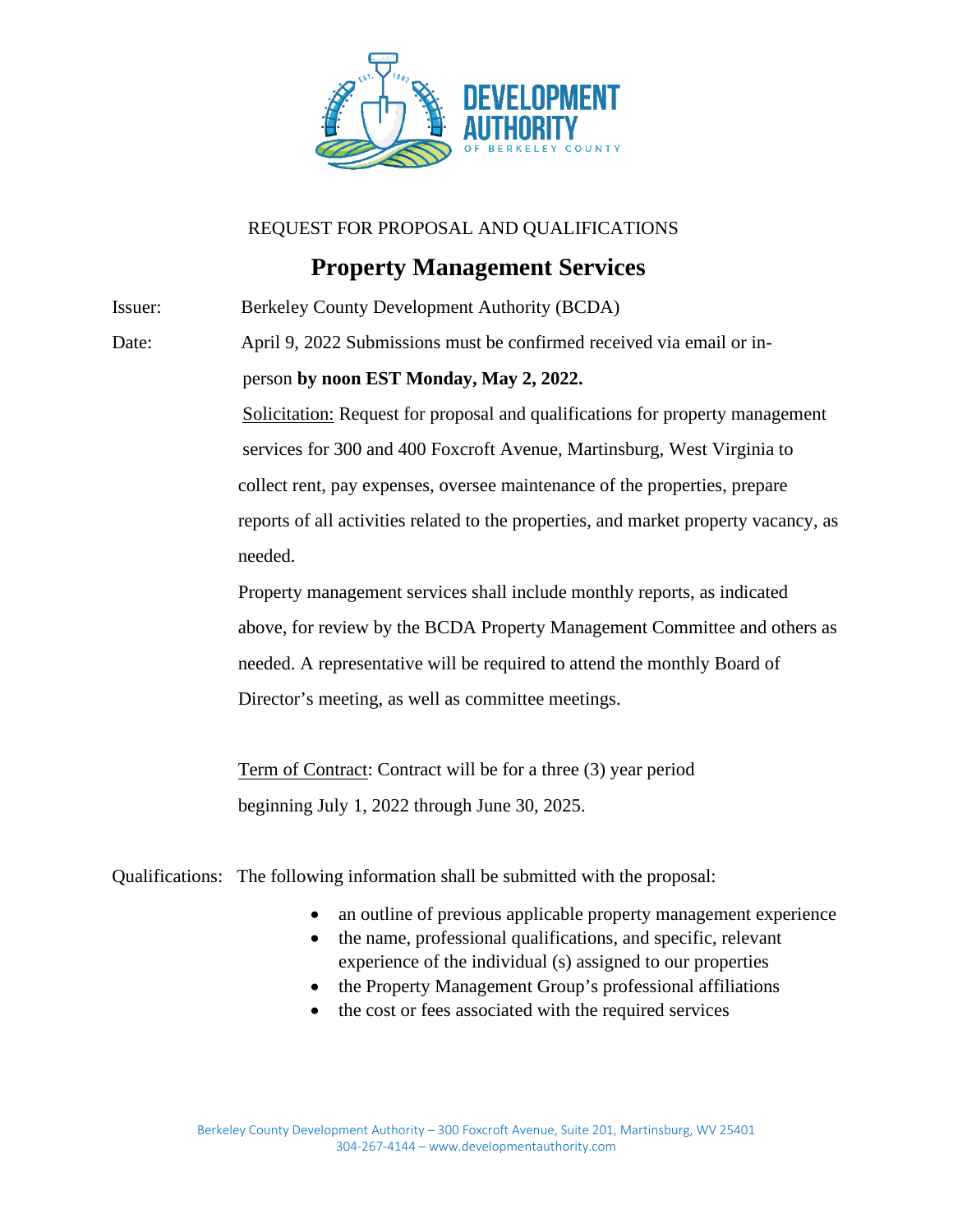REQUEST FOR PROPOSAL AND QUALIFICATIONS

# Property Management Services

Issuer: Berkeley County Development Authority (BCDA)

Date: April 9, 2022 Submissions must be confirmed received via email or in-person **by noon EST Monday, May 2, 2022.**

Solicitation: Request for proposal and qualifications for property management services for 300 and 400 Foxcroft Avenue, Martinsburg, West Virginia to collect rent, pay expenses, oversee maintenance of the properties, prepare reports of all activities related to the properties, and market property vacancy, as needed.

Property management services shall include monthly reports, as indicated above, for review by the BCDA Property Management Committee and others as needed. A representative will be required to attend the monthly Board of Director's meeting, as well as committee meetings.

Term of Contract: Contract will be for a three (3) year period beginning July 1, 2022 through June 30, 2025.

Qualifications: The following information shall be submitted with the proposal:

- an outline of previous applicable property management experience
- the name, professional qualifications, and specific, relevant experience of the individual (s) assigned to our properties
- the Property Management Group's professional affiliations
- the cost or fees associated with the required services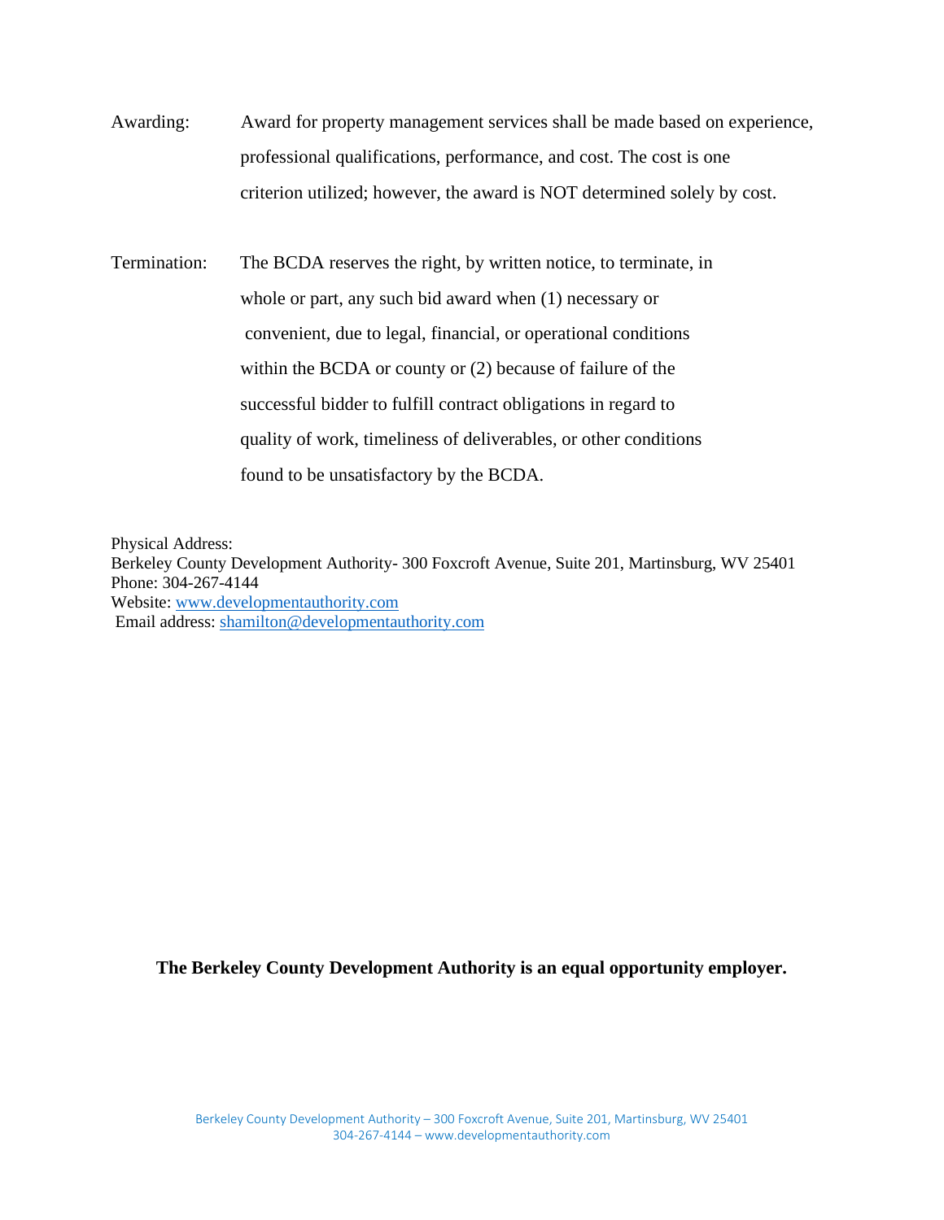Awarding: Award for property management services shall be made based on experience, professional qualifications, performance, and cost. The cost is one criterion utilized; however, the award is NOT determined solely by cost.

Termination: The BCDA reserves the right, by written notice, to terminate, in whole or part, any such bid award when (1) necessary or convenient, due to legal, financial, or operational conditions within the BCDA or county or (2) because of failure of the successful bidder to fulfill contract obligations in regard to quality of work, timeliness of deliverables, or other conditions found to be unsatisfactory by the BCDA.

Physical Address:
Berkeley County Development Authority- 300 Foxcroft Avenue, Suite 201, Martinsburg, WV 25401
Phone: 304-267-4144
Website: www.developmentauthority.com
Email address: shamilton@developmentauthority.com

**The Berkeley County Development Authority is an equal opportunity employer.**